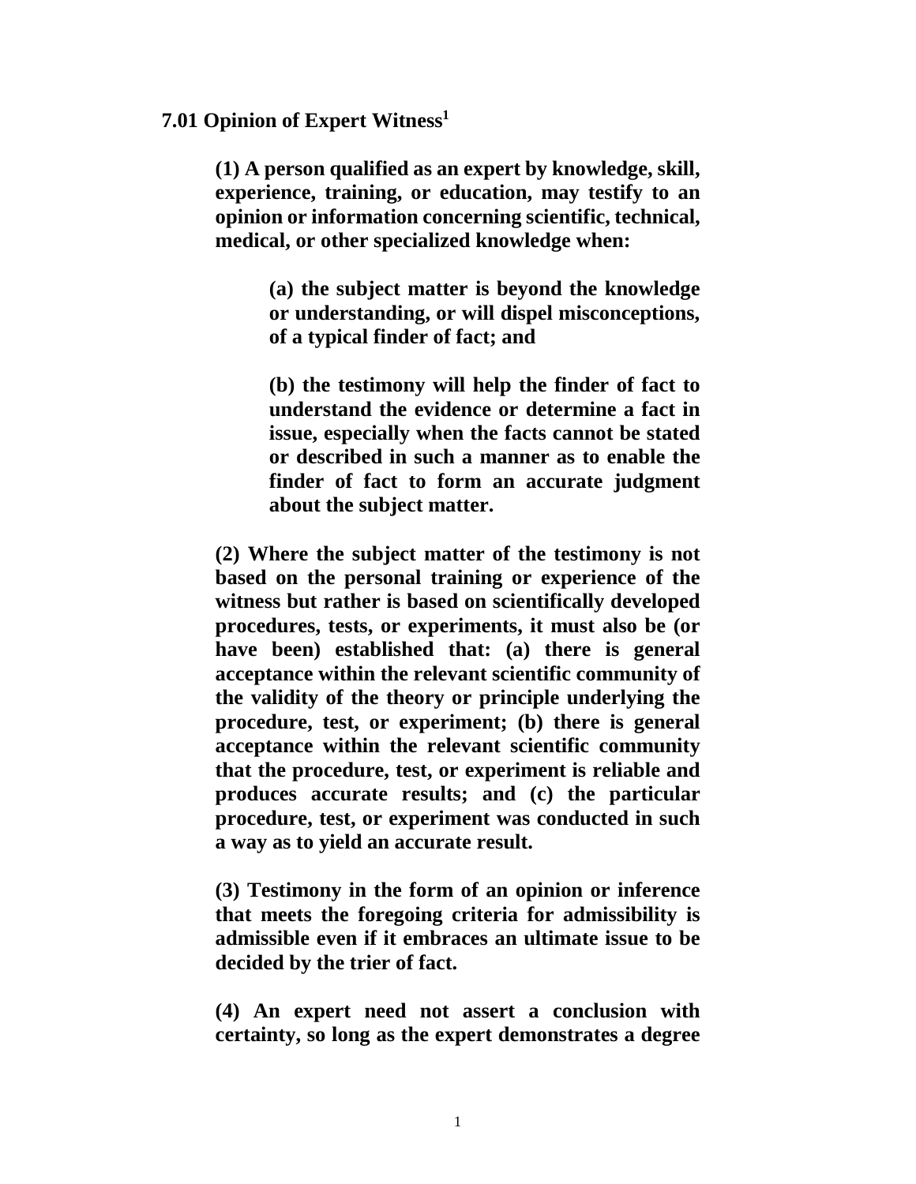**7.01 Opinion of Expert Witness[1]**

**(1) A person qualified as an expert by knowledge, skill, experience, training, or education, may testify to an opinion or information concerning scientific, technical, medical, or other specialized knowledge when:**

> **(a) the subject matter is beyond the knowledge or understanding, or will dispel misconceptions, of a typical finder of fact; and**
>
> **(b) the testimony will help the finder of fact to understand the evidence or determine a fact in issue, especially when the facts cannot be stated or described in such a manner as to enable the finder of fact to form an accurate judgment about the subject matter.**

**(2) Where the subject matter of the testimony is not based on the personal training or experience of the witness but rather is based on scientifically developed procedures, tests, or experiments, it must also be (or have been) established that: (a) there is general acceptance within the relevant scientific community of the validity of the theory or principle underlying the procedure, test, or experiment; (b) there is general acceptance within the relevant scientific community that the procedure, test, or experiment is reliable and produces accurate results; and (c) the particular procedure, test, or experiment was conducted in such a way as to yield an accurate result.**

**(3) Testimony in the form of an opinion or inference that meets the foregoing criteria for admissibility is admissible even if it embraces an ultimate issue to be decided by the trier of fact.**

**(4) An expert need not assert a conclusion with certainty, so long as the expert demonstrates a degree**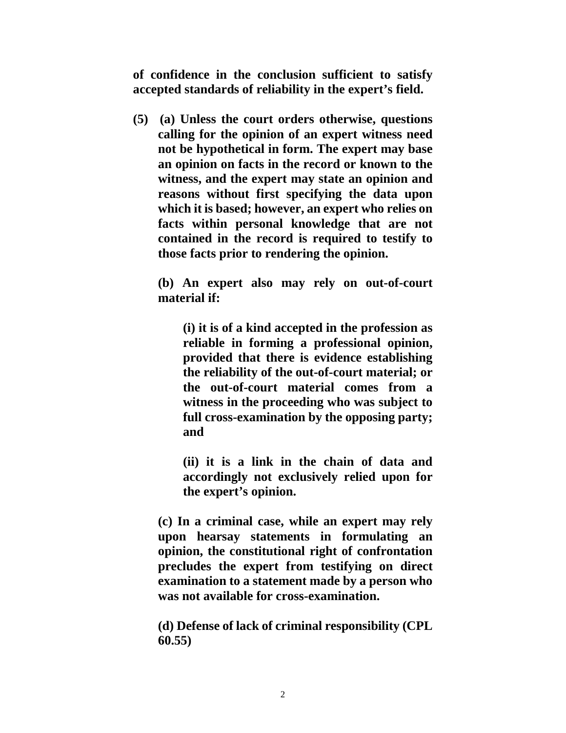**of confidence in the conclusion sufficient to satisfy accepted standards of reliability in the expert's field.**

**(5) (a) Unless the court orders otherwise, questions calling for the opinion of an expert witness need not be hypothetical in form. The expert may base an opinion on facts in the record or known to the witness, and the expert may state an opinion and reasons without first specifying the data upon which it is based; however, an expert who relies on facts within personal knowledge that are not contained in the record is required to testify to those facts prior to rendering the opinion.**

**(b) An expert also may rely on out-of-court material if:**

**(i) it is of a kind accepted in the profession as reliable in forming a professional opinion, provided that there is evidence establishing the reliability of the out-of-court material; or the out-of-court material comes from a witness in the proceeding who was subject to full cross-examination by the opposing party; and**

**(ii) it is a link in the chain of data and accordingly not exclusively relied upon for the expert's opinion.**

**(c) In a criminal case, while an expert may rely upon hearsay statements in formulating an opinion, the constitutional right of confrontation precludes the expert from testifying on direct examination to a statement made by a person who was not available for cross-examination.**

**(d) Defense of lack of criminal responsibility (CPL 60.55)**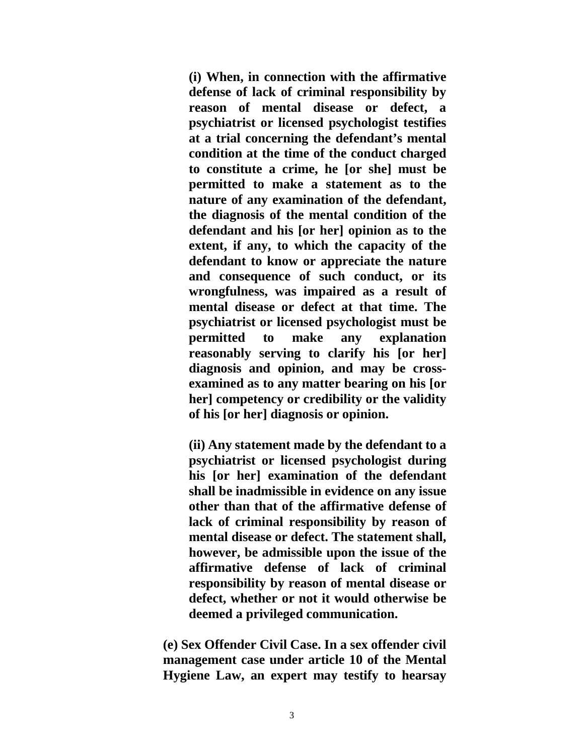**(i) When, in connection with the affirmative defense of lack of criminal responsibility by reason of mental disease or defect, a psychiatrist or licensed psychologist testifies at a trial concerning the defendant's mental condition at the time of the conduct charged to constitute a crime, he [or she] must be permitted to make a statement as to the nature of any examination of the defendant, the diagnosis of the mental condition of the defendant and his [or her] opinion as to the extent, if any, to which the capacity of the defendant to know or appreciate the nature and consequence of such conduct, or its wrongfulness, was impaired as a result of mental disease or defect at that time. The psychiatrist or licensed psychologist must be permitted to make any explanation reasonably serving to clarify his [or her] diagnosis and opinion, and may be cross-examined as to any matter bearing on his [or her] competency or credibility or the validity of his [or her] diagnosis or opinion.**

**(ii) Any statement made by the defendant to a psychiatrist or licensed psychologist during his [or her] examination of the defendant shall be inadmissible in evidence on any issue other than that of the affirmative defense of lack of criminal responsibility by reason of mental disease or defect. The statement shall, however, be admissible upon the issue of the affirmative defense of lack of criminal responsibility by reason of mental disease or defect, whether or not it would otherwise be deemed a privileged communication.**

**(e) Sex Offender Civil Case. In a sex offender civil management case under article 10 of the Mental Hygiene Law, an expert may testify to hearsay**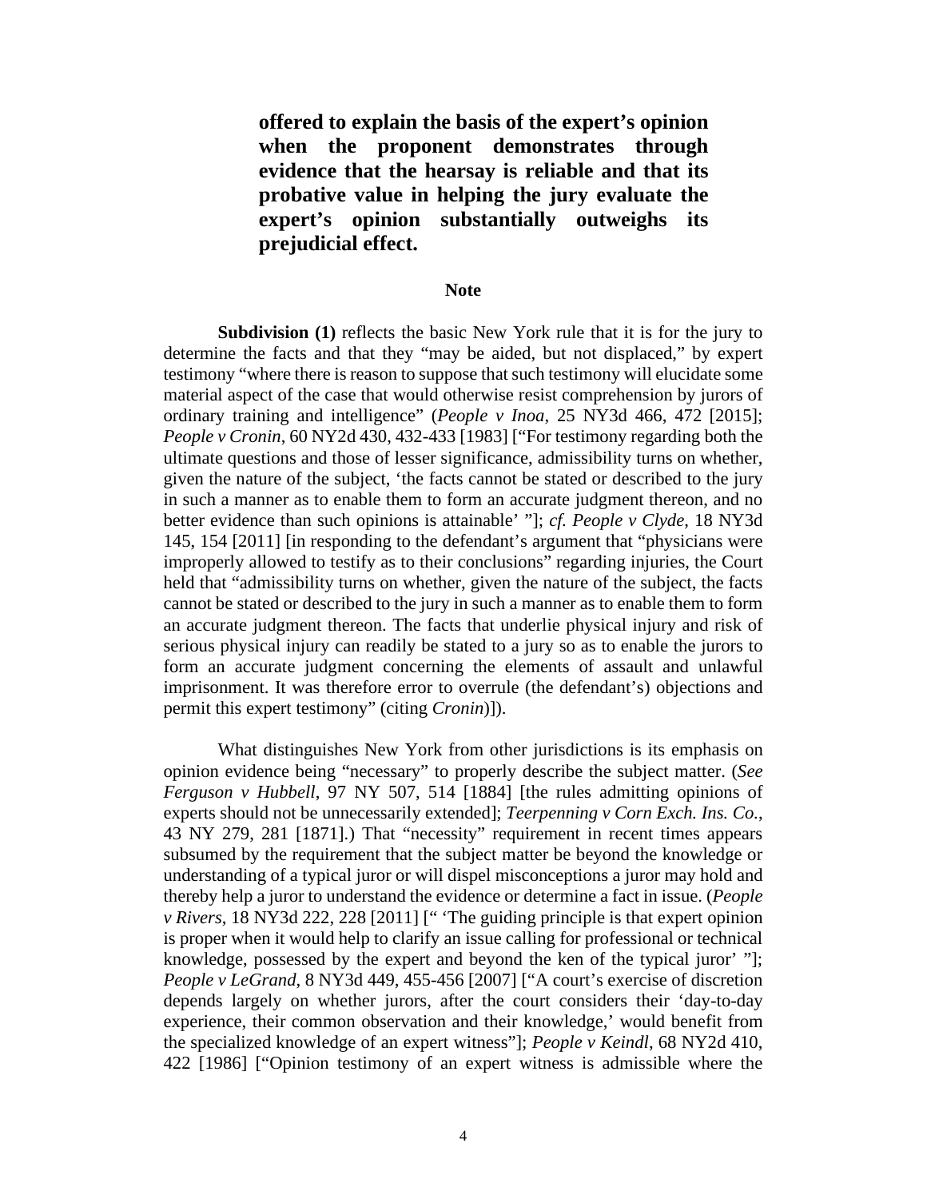**offered to explain the basis of the expert's opinion when the proponent demonstrates through evidence that the hearsay is reliable and that its probative value in helping the jury evaluate the expert's opinion substantially outweighs its prejudicial effect.**

### Note

**Subdivision (1)** reflects the basic New York rule that it is for the jury to determine the facts and that they "may be aided, but not displaced," by expert testimony "where there is reason to suppose that such testimony will elucidate some material aspect of the case that would otherwise resist comprehension by jurors of ordinary training and intelligence" (*People v Inoa*, 25 NY3d 466, 472 [2015]; *People v Cronin*, 60 NY2d 430, 432-433 [1983] ["For testimony regarding both the ultimate questions and those of lesser significance, admissibility turns on whether, given the nature of the subject, 'the facts cannot be stated or described to the jury in such a manner as to enable them to form an accurate judgment thereon, and no better evidence than such opinions is attainable' "]; *cf. People v Clyde*, 18 NY3d 145, 154 [2011] [in responding to the defendant's argument that "physicians were improperly allowed to testify as to their conclusions" regarding injuries, the Court held that "admissibility turns on whether, given the nature of the subject, the facts cannot be stated or described to the jury in such a manner as to enable them to form an accurate judgment thereon. The facts that underlie physical injury and risk of serious physical injury can readily be stated to a jury so as to enable the jurors to form an accurate judgment concerning the elements of assault and unlawful imprisonment. It was therefore error to overrule (the defendant's) objections and permit this expert testimony" (citing *Cronin*)]).

What distinguishes New York from other jurisdictions is its emphasis on opinion evidence being "necessary" to properly describe the subject matter. (*See Ferguson v Hubbell*, 97 NY 507, 514 [1884] [the rules admitting opinions of experts should not be unnecessarily extended]; *Teerpenning v Corn Exch. Ins. Co.*, 43 NY 279, 281 [1871].) That "necessity" requirement in recent times appears subsumed by the requirement that the subject matter be beyond the knowledge or understanding of a typical juror or will dispel misconceptions a juror may hold and thereby help a juror to understand the evidence or determine a fact in issue. (*People v Rivers*, 18 NY3d 222, 228 [2011] [" 'The guiding principle is that expert opinion is proper when it would help to clarify an issue calling for professional or technical knowledge, possessed by the expert and beyond the ken of the typical juror' "]; *People v LeGrand*, 8 NY3d 449, 455-456 [2007] ["A court's exercise of discretion depends largely on whether jurors, after the court considers their 'day-to-day experience, their common observation and their knowledge,' would benefit from the specialized knowledge of an expert witness"]; *People v Keindl*, 68 NY2d 410, 422 [1986] ["Opinion testimony of an expert witness is admissible where the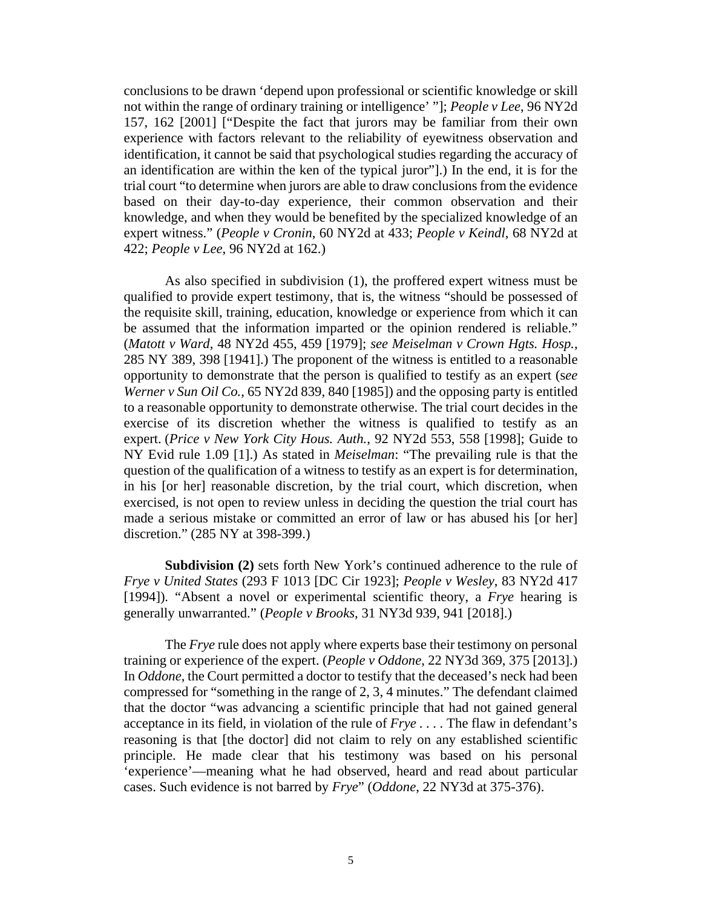conclusions to be drawn 'depend upon professional or scientific knowledge or skill not within the range of ordinary training or intelligence' "]; *People v Lee*, 96 NY2d 157, 162 [2001] ["Despite the fact that jurors may be familiar from their own experience with factors relevant to the reliability of eyewitness observation and identification, it cannot be said that psychological studies regarding the accuracy of an identification are within the ken of the typical juror"].) In the end, it is for the trial court "to determine when jurors are able to draw conclusions from the evidence based on their day-to-day experience, their common observation and their knowledge, and when they would be benefited by the specialized knowledge of an expert witness." (*People v Cronin*, 60 NY2d at 433; *People v Keindl*, 68 NY2d at 422; *People v Lee*, 96 NY2d at 162.)

As also specified in subdivision (1), the proffered expert witness must be qualified to provide expert testimony, that is, the witness "should be possessed of the requisite skill, training, education, knowledge or experience from which it can be assumed that the information imparted or the opinion rendered is reliable." (*Matott v Ward*, 48 NY2d 455, 459 [1979]; *see Meiselman v Crown Hgts. Hosp.*, 285 NY 389, 398 [1941].) The proponent of the witness is entitled to a reasonable opportunity to demonstrate that the person is qualified to testify as an expert (*see Werner v Sun Oil Co.*, 65 NY2d 839, 840 [1985]) and the opposing party is entitled to a reasonable opportunity to demonstrate otherwise. The trial court decides in the exercise of its discretion whether the witness is qualified to testify as an expert. (*Price v New York City Hous. Auth.*, 92 NY2d 553, 558 [1998]; Guide to NY Evid rule 1.09 [1].) As stated in *Meiselman*: "The prevailing rule is that the question of the qualification of a witness to testify as an expert is for determination, in his [or her] reasonable discretion, by the trial court, which discretion, when exercised, is not open to review unless in deciding the question the trial court has made a serious mistake or committed an error of law or has abused his [or her] discretion." (285 NY at 398-399.)

**Subdivision (2)** sets forth New York's continued adherence to the rule of *Frye v United States* (293 F 1013 [DC Cir 1923]; *People v Wesley*, 83 NY2d 417 [1994]). "Absent a novel or experimental scientific theory, a *Frye* hearing is generally unwarranted." (*People v Brooks*, 31 NY3d 939, 941 [2018].)

The *Frye* rule does not apply where experts base their testimony on personal training or experience of the expert. (*People v Oddone*, 22 NY3d 369, 375 [2013].) In *Oddone*, the Court permitted a doctor to testify that the deceased's neck had been compressed for "something in the range of 2, 3, 4 minutes." The defendant claimed that the doctor "was advancing a scientific principle that had not gained general acceptance in its field, in violation of the rule of *Frye* . . . . The flaw in defendant's reasoning is that [the doctor] did not claim to rely on any established scientific principle. He made clear that his testimony was based on his personal 'experience'—meaning what he had observed, heard and read about particular cases. Such evidence is not barred by *Frye*" (*Oddone*, 22 NY3d at 375-376).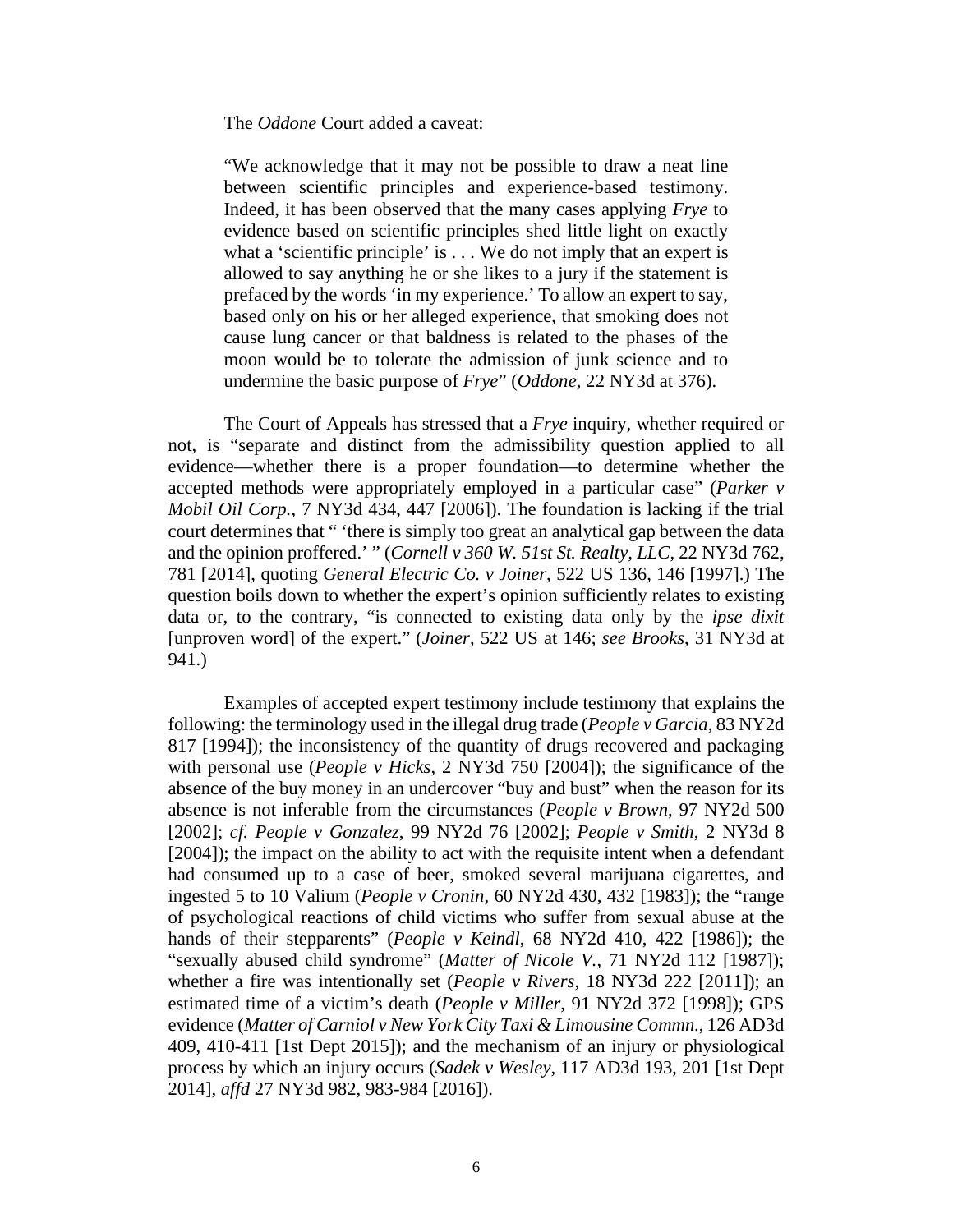The *Oddone* Court added a caveat:

> "We acknowledge that it may not be possible to draw a neat line between scientific principles and experience-based testimony. Indeed, it has been observed that the many cases applying *Frye* to evidence based on scientific principles shed little light on exactly what a 'scientific principle' is . . . We do not imply that an expert is allowed to say anything he or she likes to a jury if the statement is prefaced by the words 'in my experience.' To allow an expert to say, based only on his or her alleged experience, that smoking does not cause lung cancer or that baldness is related to the phases of the moon would be to tolerate the admission of junk science and to undermine the basic purpose of *Frye*" (*Oddone*, 22 NY3d at 376).

The Court of Appeals has stressed that a *Frye* inquiry, whether required or not, is "separate and distinct from the admissibility question applied to all evidence—whether there is a proper foundation—to determine whether the accepted methods were appropriately employed in a particular case" (*Parker v Mobil Oil Corp.*, 7 NY3d 434, 447 [2006]). The foundation is lacking if the trial court determines that " 'there is simply too great an analytical gap between the data and the opinion proffered.' " (*Cornell v 360 W. 51st St. Realty, LLC*, 22 NY3d 762, 781 [2014], quoting *General Electric Co. v Joiner*, 522 US 136, 146 [1997].) The question boils down to whether the expert's opinion sufficiently relates to existing data or, to the contrary, "is connected to existing data only by the *ipse dixit* [unproven word] of the expert." (*Joiner*, 522 US at 146; *see Brooks*, 31 NY3d at 941.)

Examples of accepted expert testimony include testimony that explains the following: the terminology used in the illegal drug trade (*People v Garcia*, 83 NY2d 817 [1994]); the inconsistency of the quantity of drugs recovered and packaging with personal use (*People v Hicks*, 2 NY3d 750 [2004]); the significance of the absence of the buy money in an undercover "buy and bust" when the reason for its absence is not inferable from the circumstances (*People v Brown*, 97 NY2d 500 [2002]; *cf. People v Gonzalez*, 99 NY2d 76 [2002]; *People v Smith*, 2 NY3d 8 [2004]); the impact on the ability to act with the requisite intent when a defendant had consumed up to a case of beer, smoked several marijuana cigarettes, and ingested 5 to 10 Valium (*People v Cronin*, 60 NY2d 430, 432 [1983]); the "range of psychological reactions of child victims who suffer from sexual abuse at the hands of their stepparents" (*People v Keindl*, 68 NY2d 410, 422 [1986]); the "sexually abused child syndrome" (*Matter of Nicole V.*, 71 NY2d 112 [1987]); whether a fire was intentionally set (*People v Rivers*, 18 NY3d 222 [2011]); an estimated time of a victim's death (*People v Miller*, 91 NY2d 372 [1998]); GPS evidence (*Matter of Carniol v New York City Taxi & Limousine Commn.*, 126 AD3d 409, 410-411 [1st Dept 2015]); and the mechanism of an injury or physiological process by which an injury occurs (*Sadek v Wesley*, 117 AD3d 193, 201 [1st Dept 2014], *affd* 27 NY3d 982, 983-984 [2016]).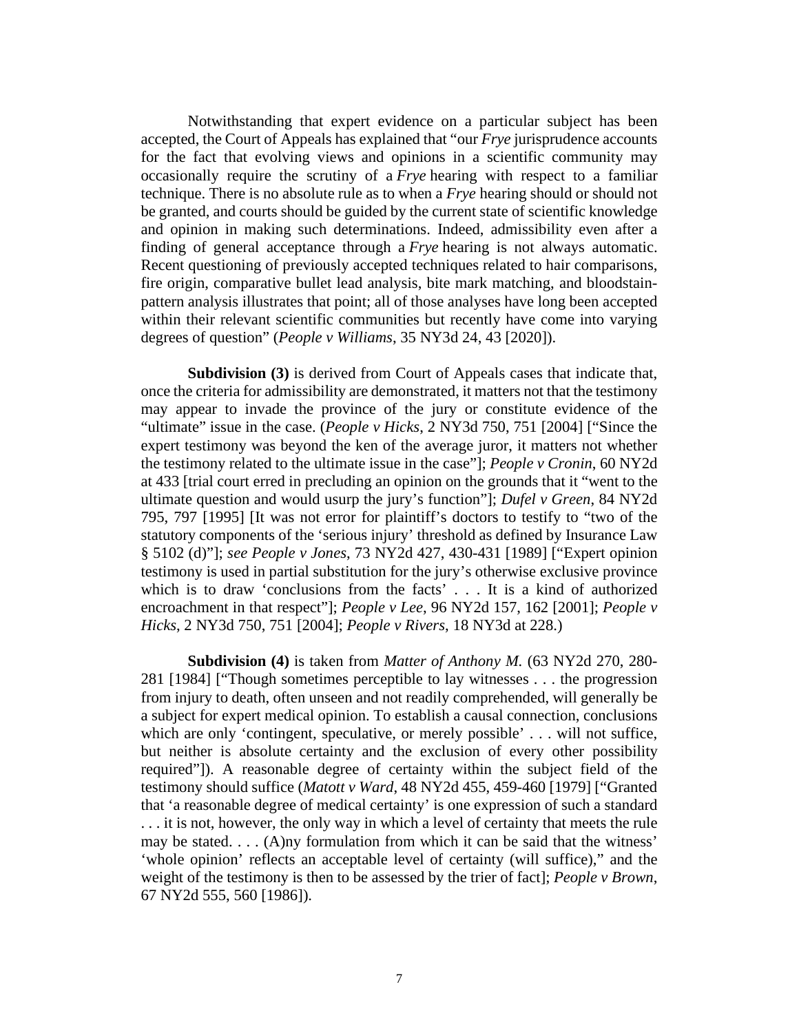Notwithstanding that expert evidence on a particular subject has been accepted, the Court of Appeals has explained that "our *Frye* jurisprudence accounts for the fact that evolving views and opinions in a scientific community may occasionally require the scrutiny of a *Frye* hearing with respect to a familiar technique. There is no absolute rule as to when a *Frye* hearing should or should not be granted, and courts should be guided by the current state of scientific knowledge and opinion in making such determinations. Indeed, admissibility even after a finding of general acceptance through a *Frye* hearing is not always automatic. Recent questioning of previously accepted techniques related to hair comparisons, fire origin, comparative bullet lead analysis, bite mark matching, and bloodstain-pattern analysis illustrates that point; all of those analyses have long been accepted within their relevant scientific communities but recently have come into varying degrees of question" (*People v Williams*, 35 NY3d 24, 43 [2020]).

**Subdivision (3)** is derived from Court of Appeals cases that indicate that, once the criteria for admissibility are demonstrated, it matters not that the testimony may appear to invade the province of the jury or constitute evidence of the "ultimate" issue in the case. (*People v Hicks*, 2 NY3d 750, 751 [2004] ["Since the expert testimony was beyond the ken of the average juror, it matters not whether the testimony related to the ultimate issue in the case"]; *People v Cronin*, 60 NY2d at 433 [trial court erred in precluding an opinion on the grounds that it "went to the ultimate question and would usurp the jury's function"]; *Dufel v Green*, 84 NY2d 795, 797 [1995] [It was not error for plaintiff's doctors to testify to "two of the statutory components of the 'serious injury' threshold as defined by Insurance Law § 5102 (d)"]; *see People v Jones*, 73 NY2d 427, 430-431 [1989] ["Expert opinion testimony is used in partial substitution for the jury's otherwise exclusive province which is to draw 'conclusions from the facts' . . . It is a kind of authorized encroachment in that respect"]; *People v Lee*, 96 NY2d 157, 162 [2001]; *People v Hicks*, 2 NY3d 750, 751 [2004]; *People v Rivers*, 18 NY3d at 228.)

**Subdivision (4)** is taken from *Matter of Anthony M.* (63 NY2d 270, 280-281 [1984] ["Though sometimes perceptible to lay witnesses . . . the progression from injury to death, often unseen and not readily comprehended, will generally be a subject for expert medical opinion. To establish a causal connection, conclusions which are only 'contingent, speculative, or merely possible' . . . will not suffice, but neither is absolute certainty and the exclusion of every other possibility required"]). A reasonable degree of certainty within the subject field of the testimony should suffice (*Matott v Ward*, 48 NY2d 455, 459-460 [1979] ["Granted that 'a reasonable degree of medical certainty' is one expression of such a standard . . . it is not, however, the only way in which a level of certainty that meets the rule may be stated. . . . (A)ny formulation from which it can be said that the witness' 'whole opinion' reflects an acceptable level of certainty (will suffice)," and the weight of the testimony is then to be assessed by the trier of fact]; *People v Brown*, 67 NY2d 555, 560 [1986]).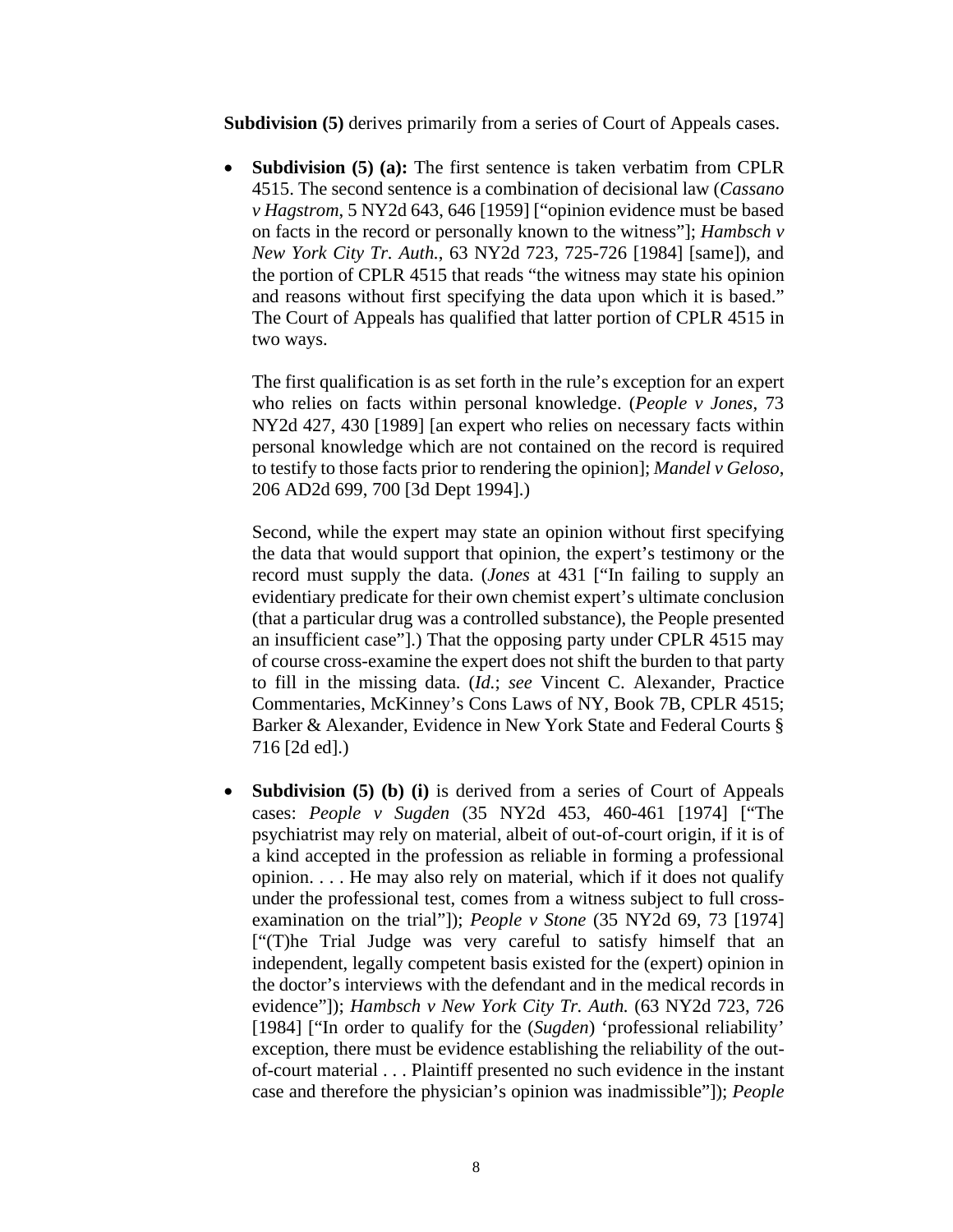**Subdivision (5)** derives primarily from a series of Court of Appeals cases.

- **Subdivision (5) (a):** The first sentence is taken verbatim from CPLR 4515. The second sentence is a combination of decisional law (*Cassano v Hagstrom*, 5 NY2d 643, 646 [1959] ["opinion evidence must be based on facts in the record or personally known to the witness"]; *Hambsch v New York City Tr. Auth.*, 63 NY2d 723, 725-726 [1984] [same]), and the portion of CPLR 4515 that reads "the witness may state his opinion and reasons without first specifying the data upon which it is based." The Court of Appeals has qualified that latter portion of CPLR 4515 in two ways.

  The first qualification is as set forth in the rule's exception for an expert who relies on facts within personal knowledge. (*People v Jones*, 73 NY2d 427, 430 [1989] [an expert who relies on necessary facts within personal knowledge which are not contained on the record is required to testify to those facts prior to rendering the opinion]; *Mandel v Geloso*, 206 AD2d 699, 700 [3d Dept 1994].)

  Second, while the expert may state an opinion without first specifying the data that would support that opinion, the expert's testimony or the record must supply the data. (*Jones* at 431 ["In failing to supply an evidentiary predicate for their own chemist expert's ultimate conclusion (that a particular drug was a controlled substance), the People presented an insufficient case"].) That the opposing party under CPLR 4515 may of course cross-examine the expert does not shift the burden to that party to fill in the missing data. (*Id.*; *see* Vincent C. Alexander, Practice Commentaries, McKinney's Cons Laws of NY, Book 7B, CPLR 4515; Barker & Alexander, Evidence in New York State and Federal Courts § 716 [2d ed].)

- **Subdivision (5) (b) (i)** is derived from a series of Court of Appeals cases: *People v Sugden* (35 NY2d 453, 460-461 [1974] ["The psychiatrist may rely on material, albeit of out-of-court origin, if it is of a kind accepted in the profession as reliable in forming a professional opinion. . . . He may also rely on material, which if it does not qualify under the professional test, comes from a witness subject to full cross-examination on the trial"]); *People v Stone* (35 NY2d 69, 73 [1974] ["(T)he Trial Judge was very careful to satisfy himself that an independent, legally competent basis existed for the (expert) opinion in the doctor's interviews with the defendant and in the medical records in evidence"]); *Hambsch v New York City Tr. Auth.* (63 NY2d 723, 726 [1984] ["In order to qualify for the (*Sugden*) 'professional reliability' exception, there must be evidence establishing the reliability of the out-of-court material . . . Plaintiff presented no such evidence in the instant case and therefore the physician's opinion was inadmissible"]); *People*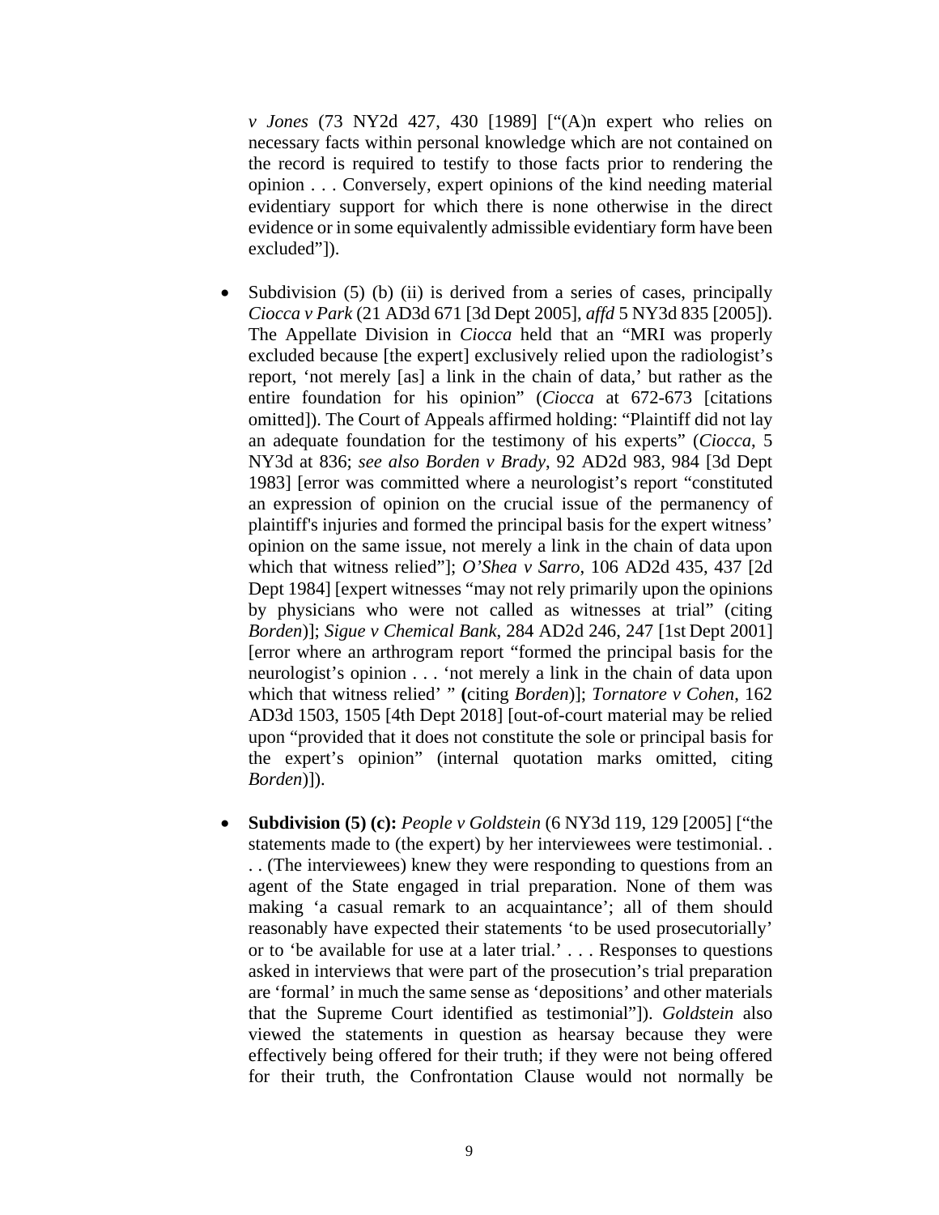*v Jones* (73 NY2d 427, 430 [1989] ["(A)n expert who relies on necessary facts within personal knowledge which are not contained on the record is required to testify to those facts prior to rendering the opinion . . . Conversely, expert opinions of the kind needing material evidentiary support for which there is none otherwise in the direct evidence or in some equivalently admissible evidentiary form have been excluded"]).

- Subdivision (5) (b) (ii) is derived from a series of cases, principally *Ciocca v Park* (21 AD3d 671 [3d Dept 2005], *affd* 5 NY3d 835 [2005]). The Appellate Division in *Ciocca* held that an "MRI was properly excluded because [the expert] exclusively relied upon the radiologist's report, 'not merely [as] a link in the chain of data,' but rather as the entire foundation for his opinion" (*Ciocca* at 672-673 [citations omitted]). The Court of Appeals affirmed holding: "Plaintiff did not lay an adequate foundation for the testimony of his experts" (*Ciocca*, 5 NY3d at 836; *see also Borden v Brady*, 92 AD2d 983, 984 [3d Dept 1983] [error was committed where a neurologist's report "constituted an expression of opinion on the crucial issue of the permanency of plaintiff's injuries and formed the principal basis for the expert witness' opinion on the same issue, not merely a link in the chain of data upon which that witness relied"]; *O'Shea v Sarro*, 106 AD2d 435, 437 [2d Dept 1984] [expert witnesses "may not rely primarily upon the opinions by physicians who were not called as witnesses at trial" (citing *Borden*)]; *Sigue v Chemical Bank*, 284 AD2d 246, 247 [1st Dept 2001] [error where an arthrogram report "formed the principal basis for the neurologist's opinion . . . 'not merely a link in the chain of data upon which that witness relied' " (citing *Borden*)]; *Tornatore v Cohen*, 162 AD3d 1503, 1505 [4th Dept 2018] [out-of-court material may be relied upon "provided that it does not constitute the sole or principal basis for the expert's opinion" (internal quotation marks omitted, citing *Borden*)]).

- **Subdivision (5) (c):** *People v Goldstein* (6 NY3d 119, 129 [2005] ["the statements made to (the expert) by her interviewees were testimonial. . . . (The interviewees) knew they were responding to questions from an agent of the State engaged in trial preparation. None of them was making 'a casual remark to an acquaintance'; all of them should reasonably have expected their statements 'to be used prosecutorially' or to 'be available for use at a later trial.' . . . Responses to questions asked in interviews that were part of the prosecution's trial preparation are 'formal' in much the same sense as 'depositions' and other materials that the Supreme Court identified as testimonial"]). *Goldstein* also viewed the statements in question as hearsay because they were effectively being offered for their truth; if they were not being offered for their truth, the Confrontation Clause would not normally be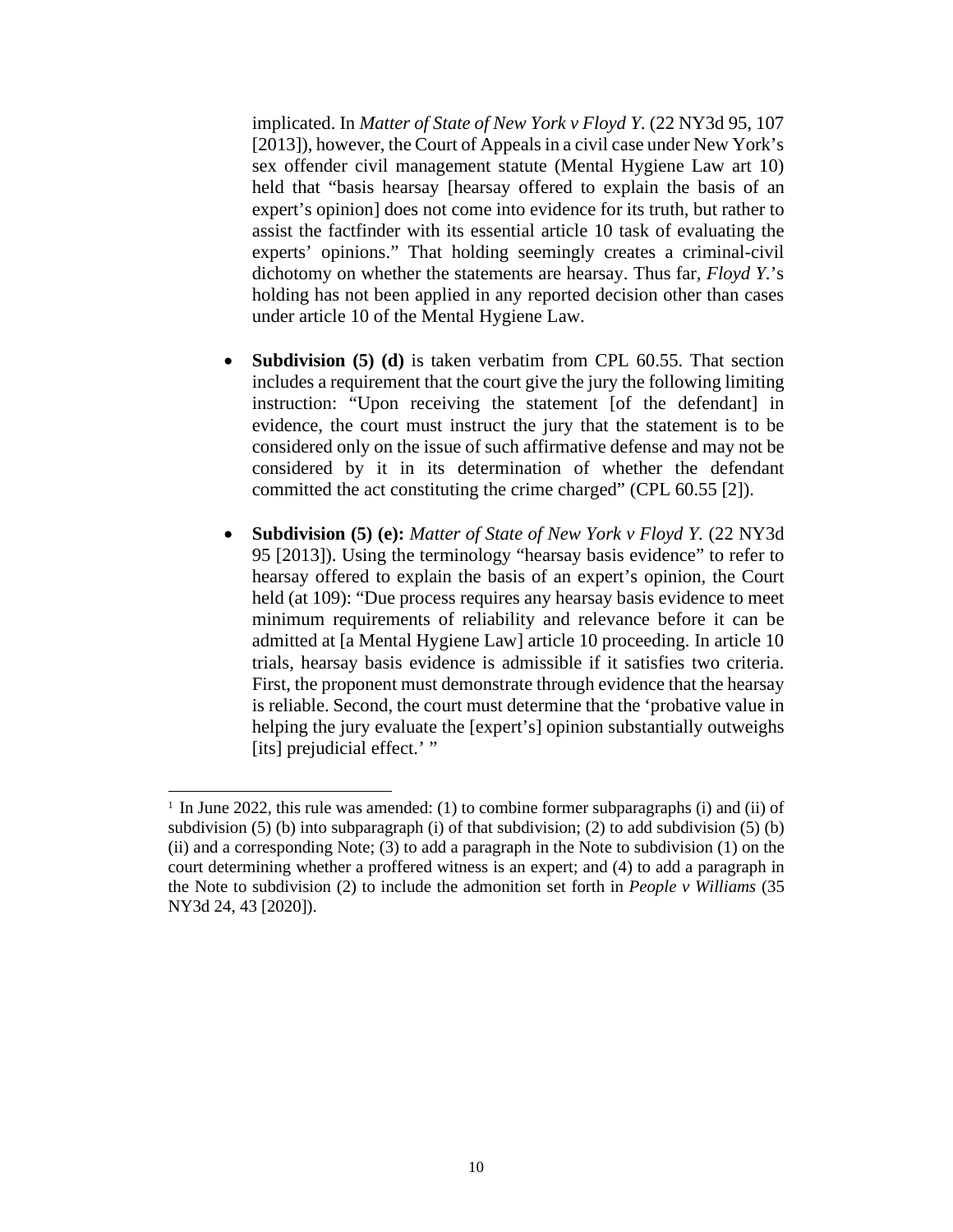implicated. In *Matter of State of New York v Floyd Y.* (22 NY3d 95, 107 [2013]), however, the Court of Appeals in a civil case under New York's sex offender civil management statute (Mental Hygiene Law art 10) held that "basis hearsay [hearsay offered to explain the basis of an expert's opinion] does not come into evidence for its truth, but rather to assist the factfinder with its essential article 10 task of evaluating the experts' opinions." That holding seemingly creates a criminal-civil dichotomy on whether the statements are hearsay. Thus far, *Floyd Y.*'s holding has not been applied in any reported decision other than cases under article 10 of the Mental Hygiene Law.

- **Subdivision (5) (d)** is taken verbatim from CPL 60.55. That section includes a requirement that the court give the jury the following limiting instruction: "Upon receiving the statement [of the defendant] in evidence, the court must instruct the jury that the statement is to be considered only on the issue of such affirmative defense and may not be considered by it in its determination of whether the defendant committed the act constituting the crime charged" (CPL 60.55 [2]).

- **Subdivision (5) (e):** *Matter of State of New York v Floyd Y.* (22 NY3d 95 [2013]). Using the terminology "hearsay basis evidence" to refer to hearsay offered to explain the basis of an expert's opinion, the Court held (at 109): "Due process requires any hearsay basis evidence to meet minimum requirements of reliability and relevance before it can be admitted at [a Mental Hygiene Law] article 10 proceeding. In article 10 trials, hearsay basis evidence is admissible if it satisfies two criteria. First, the proponent must demonstrate through evidence that the hearsay is reliable. Second, the court must determine that the 'probative value in helping the jury evaluate the [expert's] opinion substantially outweighs [its] prejudicial effect.' "

---

[1] In June 2022, this rule was amended: (1) to combine former subparagraphs (i) and (ii) of subdivision (5) (b) into subparagraph (i) of that subdivision; (2) to add subdivision (5) (b) (ii) and a corresponding Note; (3) to add a paragraph in the Note to subdivision (1) on the court determining whether a proffered witness is an expert; and (4) to add a paragraph in the Note to subdivision (2) to include the admonition set forth in *People v Williams* (35 NY3d 24, 43 [2020]).